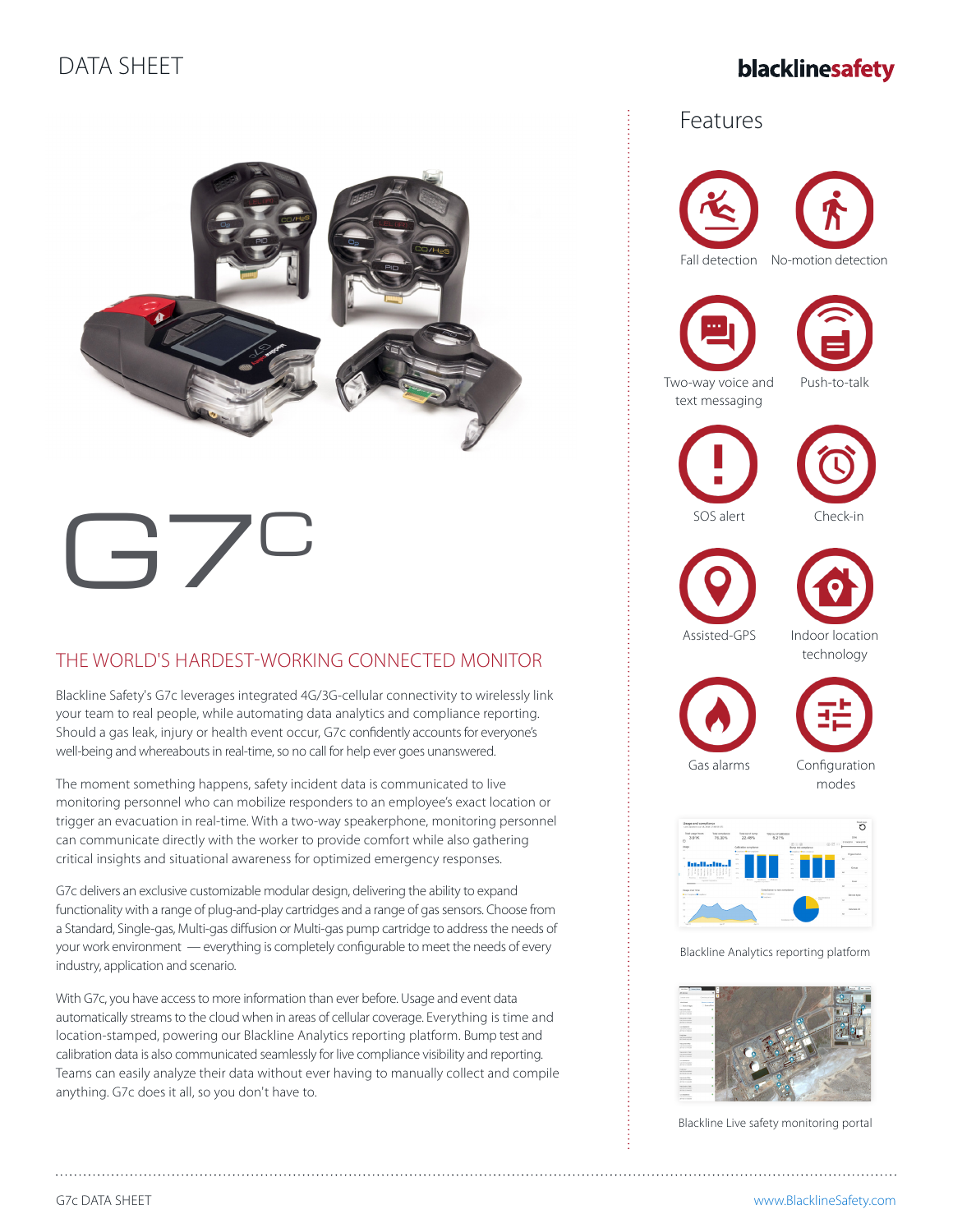DATA SHEET

# G7c

## THE WORLD'S HARDEST-WORKING CONNECTED MONITOR

Blackline Safety's G7c leverages integrated 4G/3G-cellular connectivity to wirelessly link your team to real people, while automating data analytics and compliance reporting. Should a gas leak, injury or health event occur, G7c confidently accounts for everyone's well-being and whereabouts in real-time, so no call for help ever goes unanswered.

The moment something happens, safety incident data is communicated to live monitoring personnel who can mobilize responders to an employee's exact location or trigger an evacuation in real-time. With a two-way speakerphone, monitoring personnel can communicate directly with the worker to provide comfort while also gathering critical insights and situational awareness for optimized emergency responses.

G7c delivers an exclusive customizable modular design, delivering the ability to expand functionality with a range of plug-and-play cartridges and a range of gas sensors. Choose from a Standard, Single-gas, Multi-gas diffusion or Multi-gas pump cartridge to address the needs of your work environment — everything is completely configurable to meet the needs of every industry, application and scenario.

With G7c, you have access to more information than ever before. Usage and event data automatically streams to the cloud when in areas of cellular coverage. Everything is time and location-stamped, powering our Blackline Analytics reporting platform. Bump test and calibration data is also communicated seamlessly for live compliance visibility and reporting. Teams can easily analyze their data without ever having to manually collect and compile anything. G7c does it all, so you don't have to.

## Features

- Fall detection
- No-motion detection
- Two-way voice and text messaging
- Push-to-talk
- SOS alert
- Check-in
- Assisted-GPS
- Indoor location technology
- Gas alarms
- Configuration modes

Blackline Analytics reporting platform

Blackline Live safety monitoring portal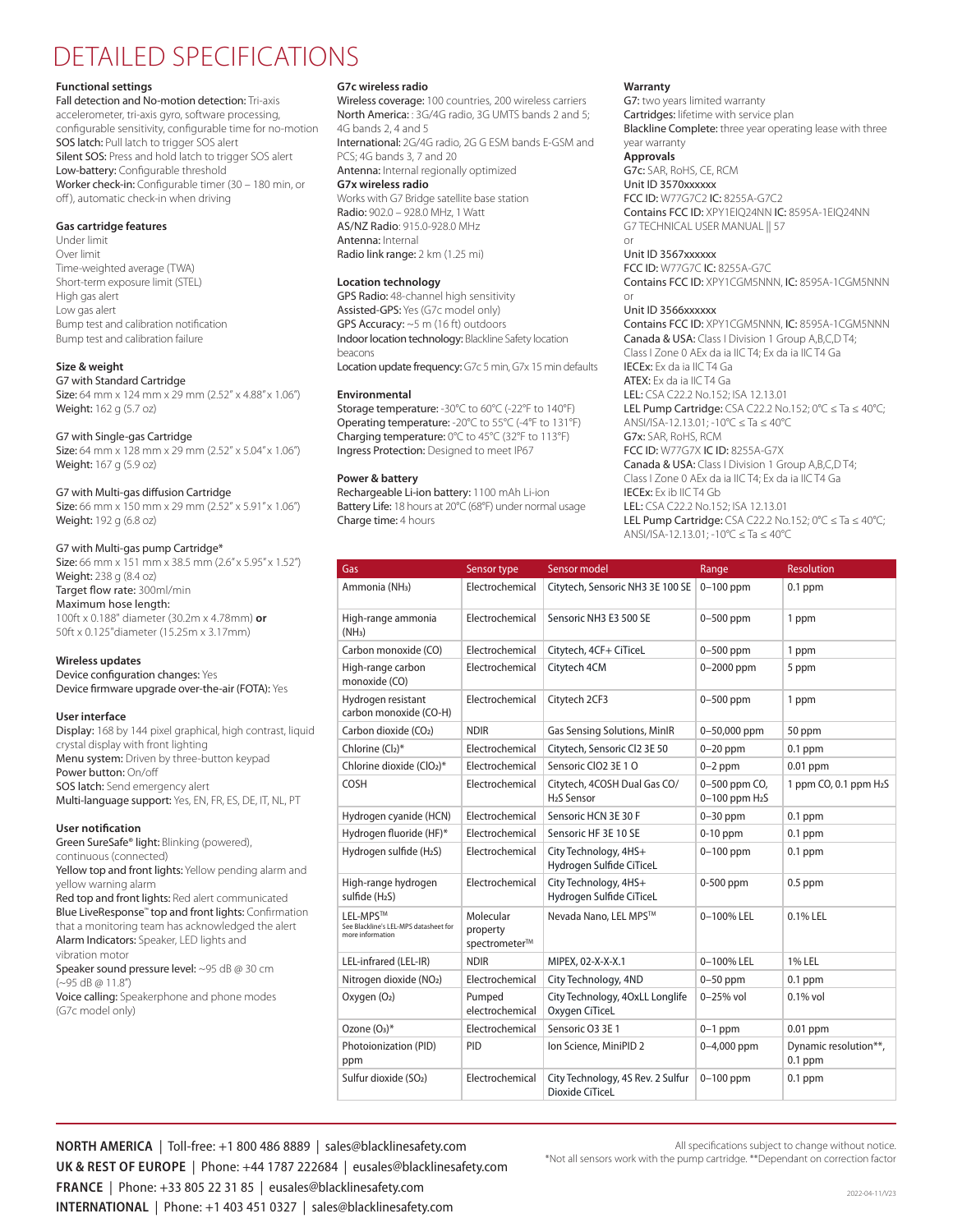# DETAILED SPECIFICATIONS

### Functional settings

**Fall detection and No-motion detection:** Tri-axis accelerometer, tri-axis gyro, software processing, configurable sensitivity, configurable time for no-motion
**SOS latch:** Pull latch to trigger SOS alert
**Silent SOS:** Press and hold latch to trigger SOS alert
**Low-battery:** Configurable threshold
**Worker check-in:** Configurable timer (30 – 180 min, or off), automatic check-in when driving

### Gas cartridge features

Under limit
Over limit
Time-weighted average (TWA)
Short-term exposure limit (STEL)
High gas alert
Low gas alert
Bump test and calibration notification
Bump test and calibration failure

### Size & weight

**G7 with Standard Cartridge**
**Size:** 64 mm x 124 mm x 29 mm (2.52" x 4.88" x 1.06")
**Weight:** 162 g (5.7 oz)

**G7 with Single-gas Cartridge**
**Size:** 64 mm x 128 mm x 29 mm (2.52" x 5.04" x 1.06")
**Weight:** 167 g (5.9 oz)

**G7 with Multi-gas diffusion Cartridge**
**Size:** 66 mm x 150 mm x 29 mm (2.52" x 5.91" x 1.06")
**Weight:** 192 g (6.8 oz)

**G7 with Multi-gas pump Cartridge***
**Size:** 66 mm x 151 mm x 38.5 mm (2.6" x 5.95" x 1.52")
**Weight:** 238 g (8.4 oz)
**Target flow rate:** 300ml/min
**Maximum hose length:**
100ft x 0.188" diameter (30.2m x 4.78mm) **or** 50ft x 0.125"diameter (15.25m x 3.17mm)

### Wireless updates

**Device configuration changes:** Yes
**Device firmware upgrade over-the-air (FOTA):** Yes

### User interface

**Display:** 168 by 144 pixel graphical, high contrast, liquid crystal display with front lighting
**Menu system:** Driven by three-button keypad
**Power button:** On/off
**SOS latch:** Send emergency alert
**Multi-language support:** Yes, EN, FR, ES, DE, IT, NL, PT

### User notification

**Green SureSafe® light:** Blinking (powered), continuous (connected)
**Yellow top and front lights:** Yellow pending alarm and yellow warning alarm
**Red top and front lights:** Red alert communicated
**Blue LiveResponse™ top and front lights:** Confirmation that a monitoring team has acknowledged the alert
**Alarm Indicators:** Speaker, LED lights and vibration motor
**Speaker sound pressure level:** ~95 dB @ 30 cm (~95 dB @ 11.8")
**Voice calling:** Speakerphone and phone modes (G7c model only)

### G7c wireless radio

**Wireless coverage:** 100 countries, 200 wireless carriers
**North America:** : 3G/4G radio, 3G UMTS bands 2 and 5; 4G bands 2, 4 and 5
**International:** 2G/4G radio, 2G G ESM bands E-GSM and PCS; 4G bands 3, 7 and 20
**Antenna:** Internal regionally optimized

### G7x wireless radio

Works with G7 Bridge satellite base station
**Radio:** 902.0 – 928.0 MHz, 1 Watt
**AS/NZ Radio**: 915.0-928.0 MHz
**Antenna:** Internal
**Radio link range:** 2 km (1.25 mi)

### Location technology

**GPS Radio:** 48-channel high sensitivity
**Assisted-GPS:** Yes (G7c model only)
**GPS Accuracy:** ~5 m (16 ft) outdoors
**Indoor location technology:** Blackline Safety location beacons
**Location update frequency:** G7c 5 min, G7x 15 min defaults

### Environmental

**Storage temperature:** -30°C to 60°C (-22°F to 140°F)
**Operating temperature:** -20°C to 55°C (-4°F to 131°F)
**Charging temperature:** 0°C to 45°C (32°F to 113°F)
**Ingress Protection:** Designed to meet IP67

### Power & battery

**Rechargeable Li-ion battery:** 1100 mAh Li-ion
**Battery Life:** 18 hours at 20°C (68°F) under normal usage
**Charge time:** 4 hours

### Warranty

**G7:** two years limited warranty
**Cartridges:** lifetime with service plan
**Blackline Complete:** three year operating lease with three year warranty

### Approvals

**G7c:** SAR, RoHS, CE, RCM
**Unit ID 3570xxxxxx**
**FCC ID:** W77G7C2 **IC:** 8255A-G7C2
**Contains FCC ID:** XPY1EIQ24NN **IC:** 8595A-1EIQ24NN
G7 TECHNICAL USER MANUAL || 57
or
**Unit ID 3567xxxxxx**
**FCC ID:** W77G7C **IC:** 8255A-G7C
**Contains FCC ID:** XPY1CGM5NNN, **IC:** 8595A-1CGM5NNN
or
**Unit ID 3566xxxxxx**
**Contains FCC ID:** XPY1CGM5NNN, **IC:** 8595A-1CGM5NNN
**Canada & USA:** Class I Division 1 Group A,B,C,D T4; Class I Zone 0 AEx da ia IIC T4; Ex da ia IIC T4 Ga
**IECEx:** Ex da ia IIC T4 Ga
**ATEX:** Ex da ia IIC T4 Ga
**LEL:** CSA C22.2 No.152; ISA 12.13.01
**LEL Pump Cartridge:** CSA C22.2 No.152; 0°C ≤ Ta ≤ 40°C; ANSI/ISA-12.13.01; -10°C ≤ Ta ≤ 40°C
**G7x:** SAR, RoHS, RCM
**FCC ID:** W77G7X **IC ID:** 8255A-G7X
**Canada & USA:** Class I Division 1 Group A,B,C,D T4; Class I Zone 0 AEx da ia IIC T4; Ex da ia IIC T4 Ga
**IECEx:** Ex ib IIC T4 Gb
**LEL:** CSA C22.2 No.152; ISA 12.13.01
**LEL Pump Cartridge:** CSA C22.2 No.152; 0°C ≤ Ta ≤ 40°C; ANSI/ISA-12.13.01; -10°C ≤ Ta ≤ 40°C

| Gas | Sensor type | Sensor model | Range | Resolution |
|---|---|---|---|---|
| Ammonia ($NH_3$) | Electrochemical | Citytech, Sensoric NH3 3E 100 SE | 0–100 ppm | 0.1 ppm |
| High-range ammonia ($NH_3$) | Electrochemical | Sensoric NH3 E3 500 SE | 0–500 ppm | 1 ppm |
| Carbon monoxide (CO) | Electrochemical | Citytech, 4CF+ CiTiceL | 0–500 ppm | 1 ppm |
| High-range carbon monoxide (CO) | Electrochemical | Citytech 4CM | 0–2000 ppm | 5 ppm |
| Hydrogen resistant carbon monoxide (CO-H) | Electrochemical | Citytech 2CF3 | 0–500 ppm | 1 ppm |
| Carbon dioxide ($CO_2$) | NDIR | Gas Sensing Solutions, MinIR | 0–50,000 ppm | 50 ppm |
| Chlorine ($Cl_2$)* | Electrochemical | Citytech, Sensoric Cl2 3E 50 | 0–20 ppm | 0.1 ppm |
| Chlorine dioxide ($ClO_2$)* | Electrochemical | Sensoric ClO2 3E 1 O | 0–2 ppm | 0.01 ppm |
| COSH | Electrochemical | Citytech, 4COSH Dual Gas CO/ $H_2S$ Sensor | 0–500 ppm CO, 0–100 ppm $H_2S$ | 1 ppm CO, 0.1 ppm $H_2S$ |
| Hydrogen cyanide (HCN) | Electrochemical | Sensoric HCN 3E 30 F | 0–30 ppm | 0.1 ppm |
| Hydrogen fluoride (HF)* | Electrochemical | Sensoric HF 3E 10 SE | 0-10 ppm | 0.1 ppm |
| Hydrogen sulfide ($H_2S$) | Electrochemical | City Technology, 4HS+ Hydrogen Sulfide CiTiceL | 0–100 ppm | 0.1 ppm |
| High-range hydrogen sulfide ($H_2S$) | Electrochemical | City Technology, 4HS+ Hydrogen Sulfide CiTiceL | 0-500 ppm | 0.5 ppm |
| LEL-MPS™ See Blackline's LEL-MPS datasheet for more information | Molecular property spectrometer™ | Nevada Nano, LEL MPS™ | 0–100% LEL | 0.1% LEL |
| LEL-infrared (LEL-IR) | NDIR | MIPEX, 02-X-X-X.1 | 0–100% LEL | 1% LEL |
| Nitrogen dioxide ($NO_2$) | Electrochemical | City Technology, 4ND | 0–50 ppm | 0.1 ppm |
| Oxygen ($O_2$) | Pumped electrochemical | City Technology, 4OxLL Longlife Oxygen CiTiceL | 0–25% vol | 0.1% vol |
| Ozone ($O_3$)* | Electrochemical | Sensoric O3 3E 1 | 0–1 ppm | 0.01 ppm |
| Photoionization (PID) ppm | PID | Ion Science, MiniPID 2 | 0–4,000 ppm | Dynamic resolution**, 0.1 ppm |
| Sulfur dioxide ($SO_2$) | Electrochemical | City Technology, 4S Rev. 2 Sulfur Dioxide CiTiceL | 0–100 ppm | 0.1 ppm |

**NORTH AMERICA** | Toll-free: +1 800 486 8889 | sales@blacklinesafety.com
**UK & REST OF EUROPE** | Phone: +44 1787 222684 | eusales@blacklinesafety.com
**FRANCE** | Phone: +33 805 22 31 85 | eusales@blacklinesafety.com
**INTERNATIONAL** | Phone: +1 403 451 0327 | sales@blacklinesafety.com

All specifications subject to change without notice.
*Not all sensors work with the pump cartridge. **Dependant on correction factor

2022-04-11/V23